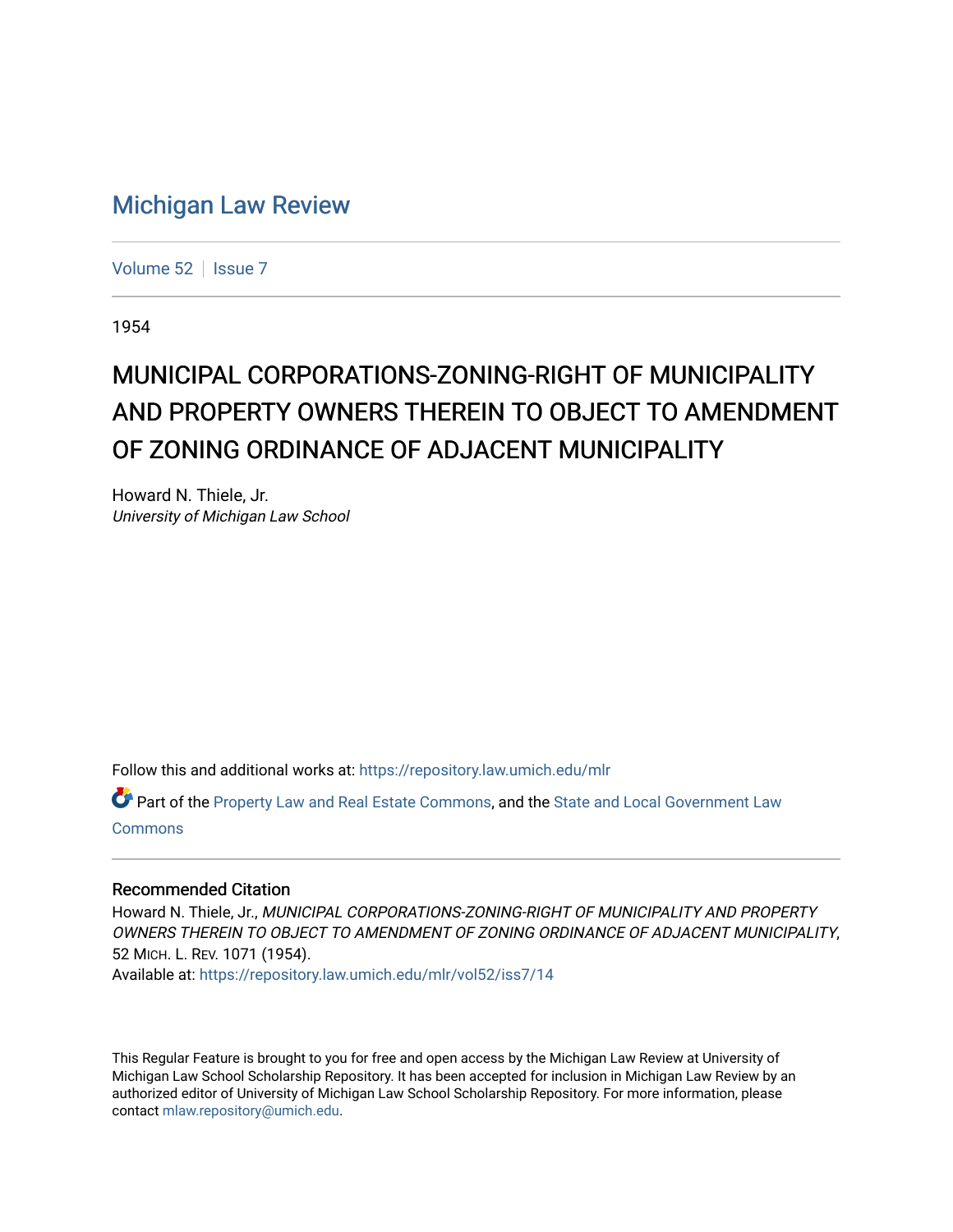# Michigan Law Review

Volume 52 | Issue 7

1954

## MUNICIPAL CORPORATIONS-ZONING-RIGHT OF MUNICIPALITY AND PROPERTY OWNERS THEREIN TO OBJECT TO AMENDMENT OF ZONING ORDINANCE OF ADJACENT MUNICIPALITY

Howard N. Thiele, Jr.
*University of Michigan Law School*

Follow this and additional works at: https://repository.law.umich.edu/mlr

Part of the Property Law and Real Estate Commons, and the State and Local Government Law Commons

### Recommended Citation

Howard N. Thiele, Jr., *MUNICIPAL CORPORATIONS-ZONING-RIGHT OF MUNICIPALITY AND PROPERTY OWNERS THEREIN TO OBJECT TO AMENDMENT OF ZONING ORDINANCE OF ADJACENT MUNICIPALITY*, 52 Mich. L. Rev. 1071 (1954).
Available at: https://repository.law.umich.edu/mlr/vol52/iss7/14

This Regular Feature is brought to you for free and open access by the Michigan Law Review at University of Michigan Law School Scholarship Repository. It has been accepted for inclusion in Michigan Law Review by an authorized editor of University of Michigan Law School Scholarship Repository. For more information, please contact mlaw.repository@umich.edu.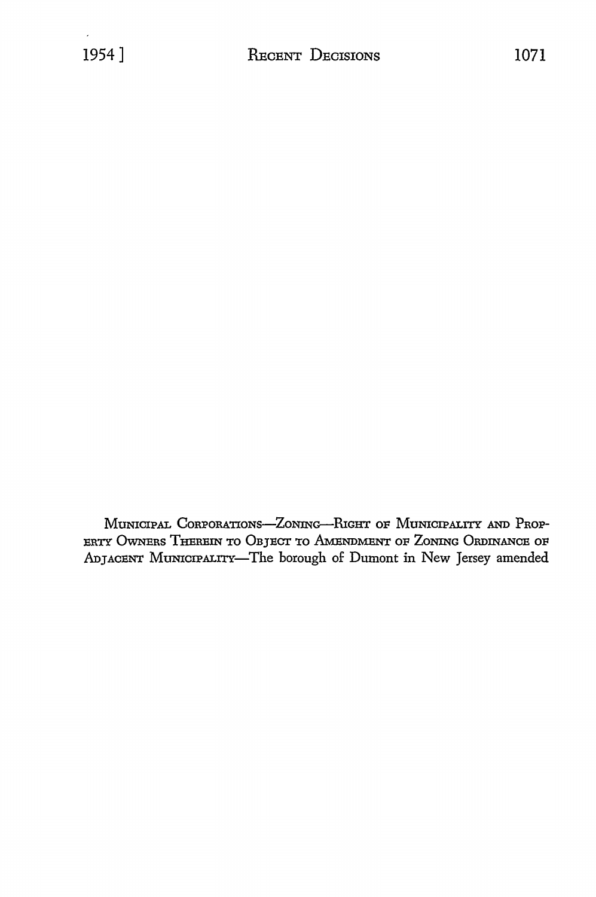MUNICIPAL CORPORATIONS—ZONING—RIGHT OF MUNICIPALITY AND PROPERTY OWNERS THEREIN TO OBJECT TO AMENDMENT OF ZONING ORDINANCE OF ADJACENT MUNICIPALITY—The borough of Dumont in New Jersey amended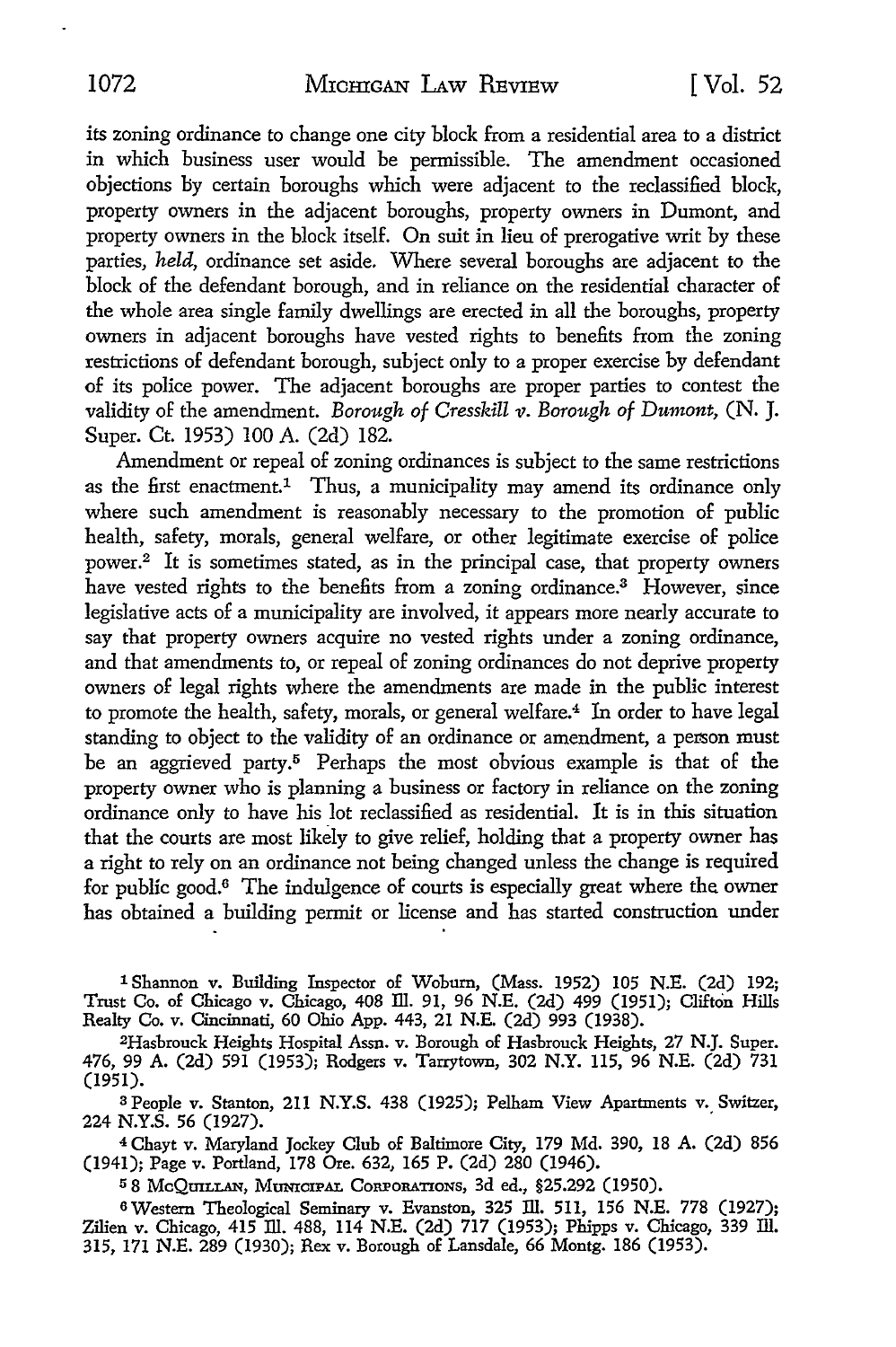its zoning ordinance to change one city block from a residential area to a district in which business user would be permissible. The amendment occasioned objections by certain boroughs which were adjacent to the reclassified block, property owners in the adjacent boroughs, property owners in Dumont, and property owners in the block itself. On suit in lieu of prerogative writ by these parties, *held*, ordinance set aside. Where several boroughs are adjacent to the block of the defendant borough, and in reliance on the residential character of the whole area single family dwellings are erected in all the boroughs, property owners in adjacent boroughs have vested rights to benefits from the zoning restrictions of defendant borough, subject only to a proper exercise by defendant of its police power. The adjacent boroughs are proper parties to contest the validity of the amendment. *Borough of Cresskill v. Borough of Dumont*, (N. J. Super. Ct. 1953) 100 A. (2d) 182.

Amendment or repeal of zoning ordinances is subject to the same restrictions as the first enactment.[1] Thus, a municipality may amend its ordinance only where such amendment is reasonably necessary to the promotion of public health, safety, morals, general welfare, or other legitimate exercise of police power.[2] It is sometimes stated, as in the principal case, that property owners have vested rights to the benefits from a zoning ordinance.[3] However, since legislative acts of a municipality are involved, it appears more nearly accurate to say that property owners acquire no vested rights under a zoning ordinance, and that amendments to, or repeal of zoning ordinances do not deprive property owners of legal rights where the amendments are made in the public interest to promote the health, safety, morals, or general welfare.[4] In order to have legal standing to object to the validity of an ordinance or amendment, a person must be an aggrieved party.[5] Perhaps the most obvious example is that of the property owner who is planning a business or factory in reliance on the zoning ordinance only to have his lot reclassified as residential. It is in this situation that the courts are most likely to give relief, holding that a property owner has a right to rely on an ordinance not being changed unless the change is required for public good.[6] The indulgence of courts is especially great where the owner has obtained a building permit or license and has started construction under

[1] Shannon v. Building Inspector of Woburn, (Mass. 1952) 105 N.E. (2d) 192; Trust Co. of Chicago v. Chicago, 408 Ill. 91, 96 N.E. (2d) 499 (1951); Clifton Hills Realty Co. v. Cincinnati, 60 Ohio App. 443, 21 N.E. (2d) 993 (1938).

[2] Hasbrouck Heights Hospital Assn. v. Borough of Hasbrouck Heights, 27 N.J. Super. 476, 99 A. (2d) 591 (1953); Rodgers v. Tarrytown, 302 N.Y. 115, 96 N.E. (2d) 731 (1951).

[3] People v. Stanton, 211 N.Y.S. 438 (1925); Pelham View Apartments v. Switzer, 224 N.Y.S. 56 (1927).

[4] Chayt v. Maryland Jockey Club of Baltimore City, 179 Md. 390, 18 A. (2d) 856 (1941); Page v. Portland, 178 Ore. 632, 165 P. (2d) 280 (1946).

[5] 8 McQuillan, Municipal Corporations, 3d ed., §25.292 (1950).

[6] Western Theological Seminary v. Evanston, 325 Ill. 511, 156 N.E. 778 (1927); Zilien v. Chicago, 415 Ill. 488, 114 N.E. (2d) 717 (1953); Phipps v. Chicago, 339 Ill. 315, 171 N.E. 289 (1930); Rex v. Borough of Lansdale, 66 Montg. 186 (1953).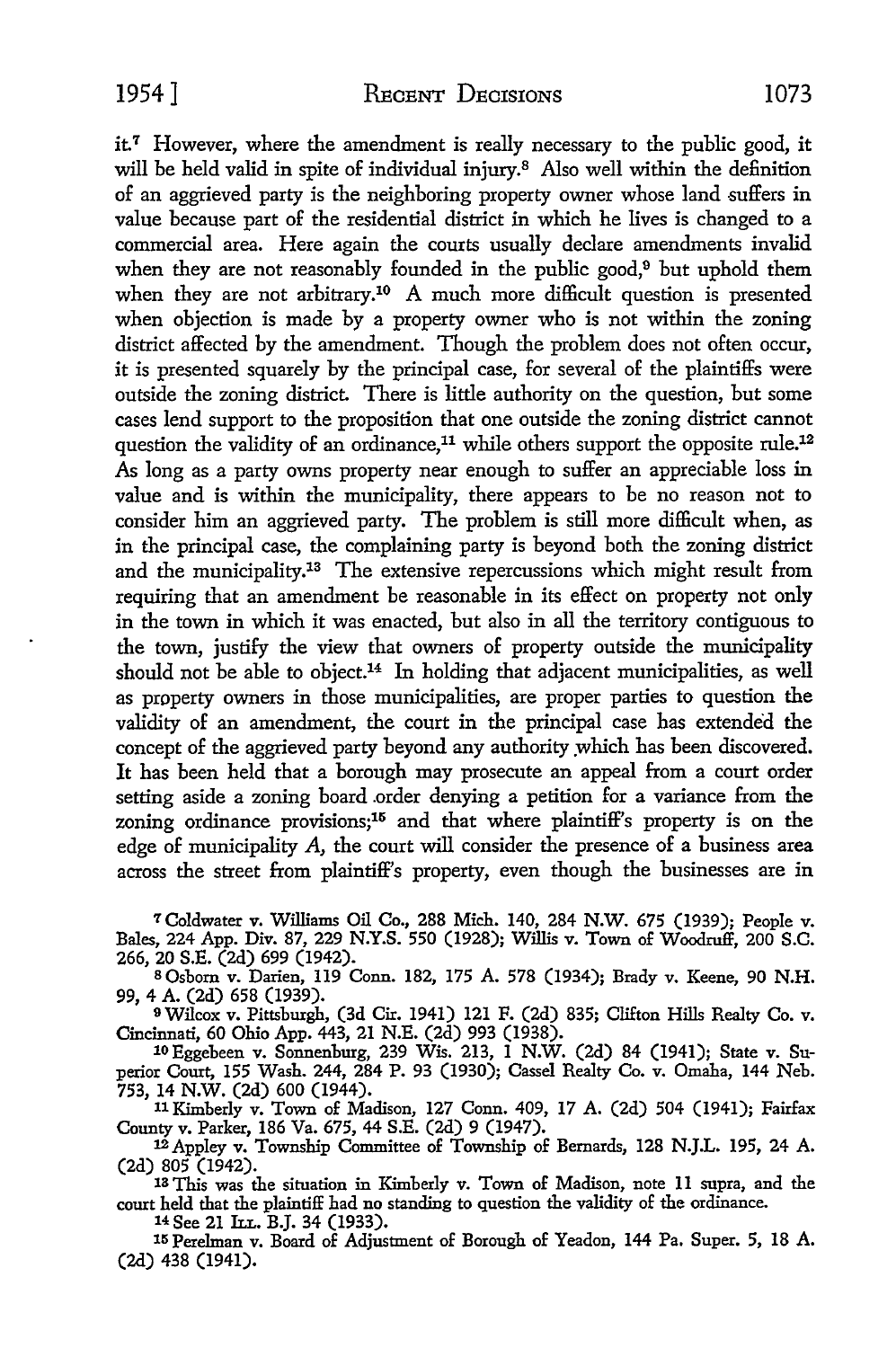it.[7] However, where the amendment is really necessary to the public good, it will be held valid in spite of individual injury.[8] Also well within the definition of an aggrieved party is the neighboring property owner whose land suffers in value because part of the residential district in which he lives is changed to a commercial area. Here again the courts usually declare amendments invalid when they are not reasonably founded in the public good,[9] but uphold them when they are not arbitrary.[10] A much more difficult question is presented when objection is made by a property owner who is not within the zoning district affected by the amendment. Though the problem does not often occur, it is presented squarely by the principal case, for several of the plaintiffs were outside the zoning district. There is little authority on the question, but some cases lend support to the proposition that one outside the zoning district cannot question the validity of an ordinance,[11] while others support the opposite rule.[12] As long as a party owns property near enough to suffer an appreciable loss in value and is within the municipality, there appears to be no reason not to consider him an aggrieved party. The problem is still more difficult when, as in the principal case, the complaining party is beyond both the zoning district and the municipality.[13] The extensive repercussions which might result from requiring that an amendment be reasonable in its effect on property not only in the town in which it was enacted, but also in all the territory contiguous to the town, justify the view that owners of property outside the municipality should not be able to object.[14] In holding that adjacent municipalities, as well as property owners in those municipalities, are proper parties to question the validity of an amendment, the court in the principal case has extended the concept of the aggrieved party beyond any authority which has been discovered. It has been held that a borough may prosecute an appeal from a court order setting aside a zoning board order denying a petition for a variance from the zoning ordinance provisions;[15] and that where plaintiff's property is on the edge of municipality A, the court will consider the presence of a business area across the street from plaintiff's property, even though the businesses are in

[7] Coldwater v. Williams Oil Co., 288 Mich. 140, 284 N.W. 675 (1939); People v. Bales, 224 App. Div. 87, 229 N.Y.S. 550 (1928); Willis v. Town of Woodruff, 200 S.C. 266, 20 S.E. (2d) 699 (1942).

[8] Osborn v. Darien, 119 Conn. 182, 175 A. 578 (1934); Brady v. Keene, 90 N.H. 99, 4 A. (2d) 658 (1939).

[9] Wilcox v. Pittsburgh, (3d Cir. 1941) 121 F. (2d) 835; Clifton Hills Realty Co. v. Cincinnati, 60 Ohio App. 443, 21 N.E. (2d) 993 (1938).

[10] Eggebeen v. Sonnenburg, 239 Wis. 213, 1 N.W. (2d) 84 (1941); State v. Superior Court, 155 Wash. 244, 284 P. 93 (1930); Cassel Realty Co. v. Omaha, 144 Neb. 753, 14 N.W. (2d) 600 (1944).

[11] Kimberly v. Town of Madison, 127 Conn. 409, 17 A. (2d) 504 (1941); Fairfax County v. Parker, 186 Va. 675, 44 S.E. (2d) 9 (1947).

[12] Appley v. Township Committee of Township of Bernards, 128 N.J.L. 195, 24 A. (2d) 805 (1942).

[13] This was the situation in Kimberly v. Town of Madison, note 11 supra, and the court held that the plaintiff had no standing to question the validity of the ordinance.

[14] See 21 ILL. B.J. 34 (1933).

[15] Perelman v. Board of Adjustment of Borough of Yeadon, 144 Pa. Super. 5, 18 A. (2d) 438 (1941).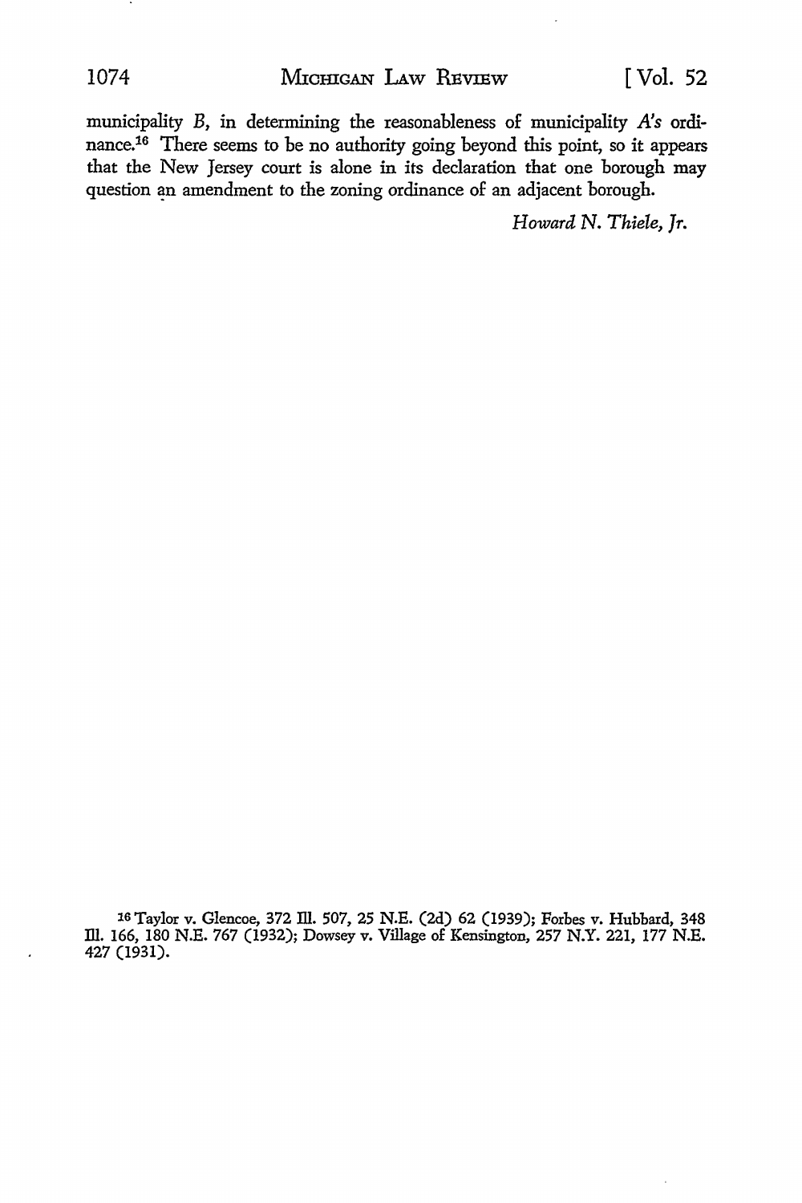municipality *B*, in determining the reasonableness of municipality *A's* ordinance.[16] There seems to be no authority going beyond this point, so it appears that the New Jersey court is alone in its declaration that one borough may question an amendment to the zoning ordinance of an adjacent borough.

*Howard N. Thiele, Jr.*

[16] Taylor v. Glencoe, 372 Ill. 507, 25 N.E. (2d) 62 (1939); Forbes v. Hubbard, 348 Ill. 166, 180 N.E. 767 (1932); Dowsey v. Village of Kensington, 257 N.Y. 221, 177 N.E. 427 (1931).